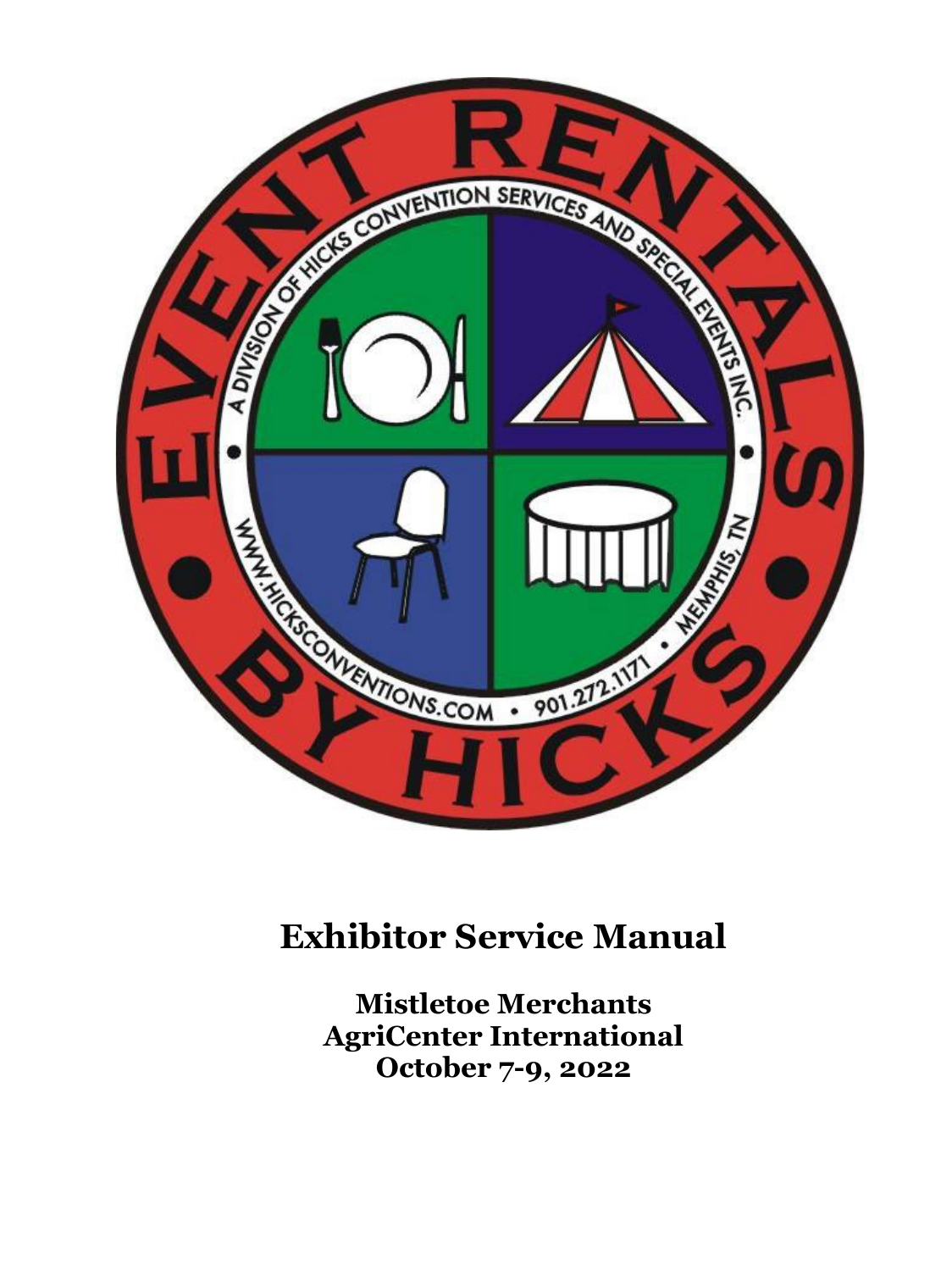# Exhibitor Service Manual

**Mistletoe Merchants**
**AgriCenter International**
**October 7-9, 2022**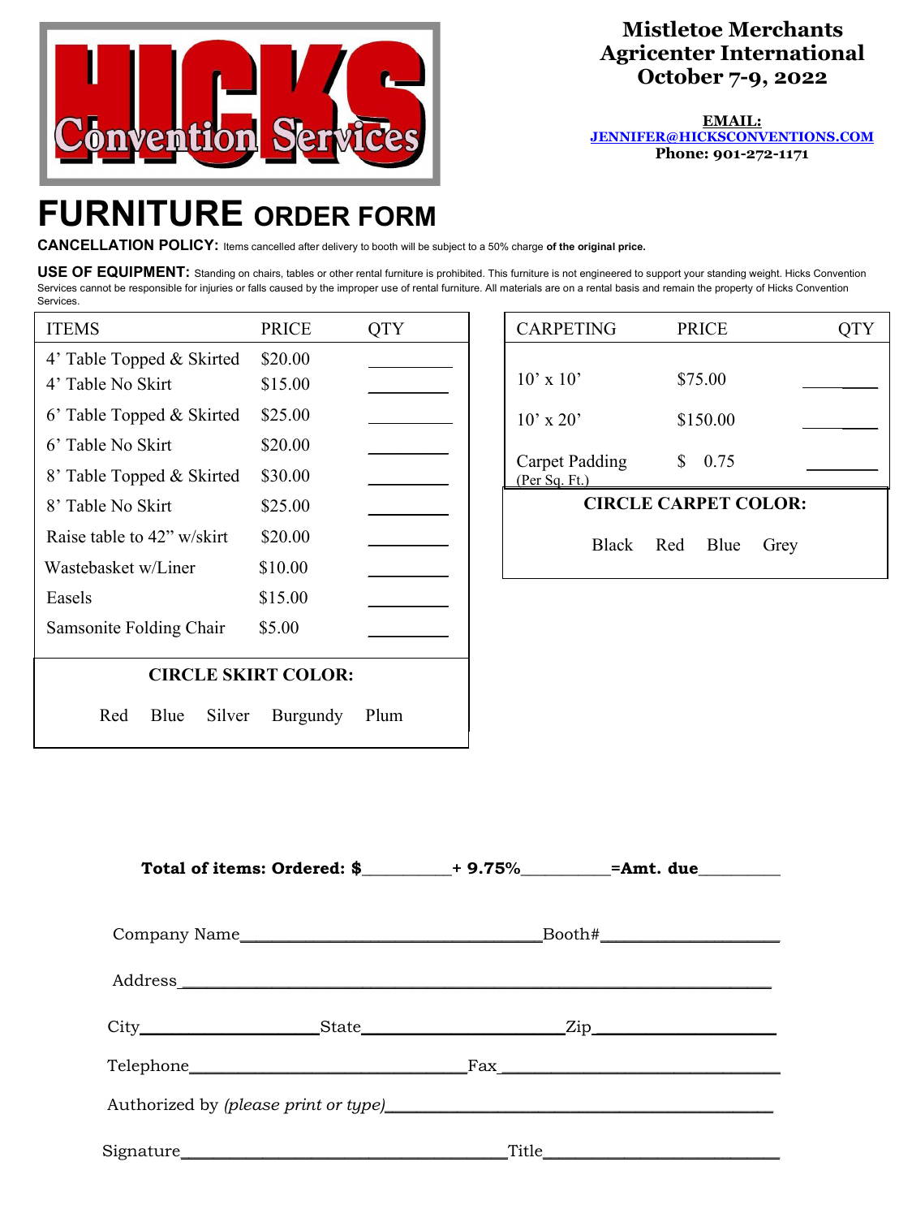HICKS Convention Services

**Mistletoe Merchants**
**Agricenter International**
**October 7-9, 2022**

**EMAIL:**
**JENNIFER@HICKSCONVENTIONS.COM**
**Phone: 901-272-1171**

# FURNITURE ORDER FORM

**CANCELLATION POLICY:** Items cancelled after delivery to booth will be subject to a 50% charge **of the original price.**

**USE OF EQUIPMENT:** Standing on chairs, tables or other rental furniture is prohibited. This furniture is not engineered to support your standing weight. Hicks Convention Services cannot be responsible for injuries or falls caused by the improper use of rental furniture. All materials are on a rental basis and remain the property of Hicks Convention Services.

| ITEMS | PRICE | QTY |
|---|---|---|
| 4' Table Topped & Skirted | $20.00 | ________ |
| 4' Table No Skirt | $15.00 | ________ |
| 6' Table Topped & Skirted | $25.00 | ________ |
| 6' Table No Skirt | $20.00 | ________ |
| 8' Table Topped & Skirted | $30.00 | ________ |
| 8' Table No Skirt | $25.00 | ________ |
| Raise table to 42" w/skirt | $20.00 | ________ |
| Wastebasket w/Liner | $10.00 | ________ |
| Easels | $15.00 | ________ |
| Samsonite Folding Chair | $5.00 | ________ |

**CIRCLE SKIRT COLOR:**

Red Blue Silver Burgundy Plum

| CARPETING | PRICE | QTY |
|---|---|---|
| 10' x 10' | $75.00 | ________ |
| 10' x 20' | $150.00 | ________ |
| Carpet Padding (Per Sq. Ft.) | $ 0.75 | ________ |

**CIRCLE CARPET COLOR:**

Black Red Blue Grey

**Total of items: Ordered: $**__________**+ 9.75%**__________**=Amt. due**_________

Company Name__________________________________Booth#___________________

Address____________________________________________________________________

City____________________State_____________________Zip___________________

Telephone_______________________________Fax______________________________

Authorized by *(please print or type)*_____________________________________________

Signature____________________________________Title_________________________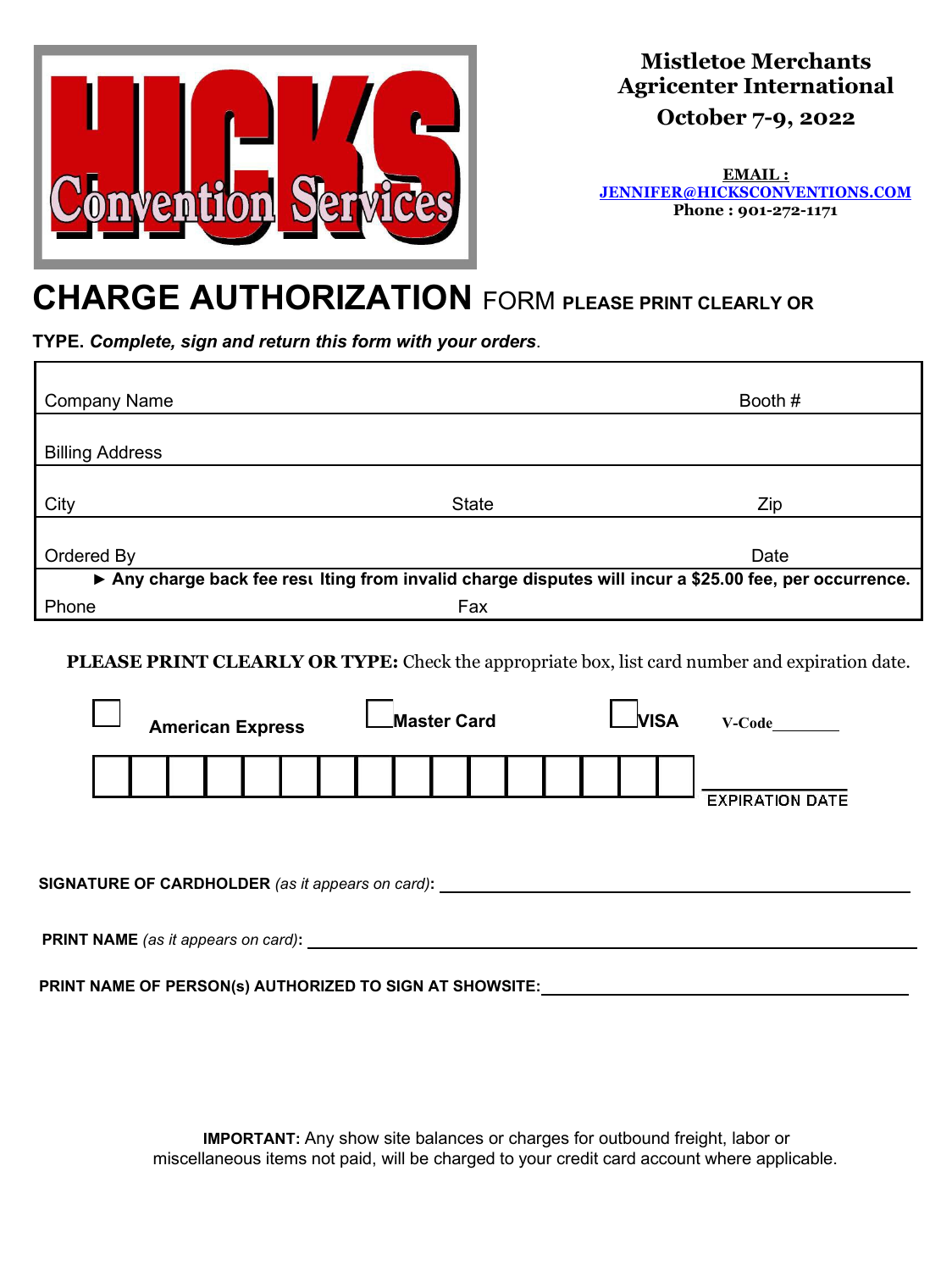**HICKS Convention Services**

**Mistletoe Merchants**
**Agricenter International**
**October 7-9, 2022**

**EMAIL :**
**JENNIFER@HICKSCONVENTIONS.COM**
**Phone : 901-272-1171**

# CHARGE AUTHORIZATION FORM **PLEASE PRINT CLEARLY OR TYPE.** ***Complete, sign and return this form with your orders*.**

| | | |
|---|---|---|
| Company Name | | Booth # |
| Billing Address | | |
| City | State | Zip |
| Ordered By | | Date |
| ► **Any charge back fee resulting from invalid charge disputes will incur a $25.00 fee, per occurrence.** | | |
| Phone | Fax | |

**PLEASE PRINT CLEARLY OR TYPE:** Check the appropriate box, list card number and expiration date.

☐ **American Express** ☐ **Master Card** ☐ **VISA** **V-Code**________

| | | | | | | | | | | | | | | | |
|---|---|---|---|---|---|---|---|---|---|---|---|---|---|---|---|
| | | | | | | | | | | | | | | | |

________________
EXPIRATION DATE

**SIGNATURE OF CARDHOLDER** *(as it appears on card)*: ________________________________

**PRINT NAME** *(as it appears on card)*: ________________________________

**PRINT NAME OF PERSON(s) AUTHORIZED TO SIGN AT SHOWSITE:** ________________________________

**IMPORTANT:** Any show site balances or charges for outbound freight, labor or miscellaneous items not paid, will be charged to your credit card account where applicable.